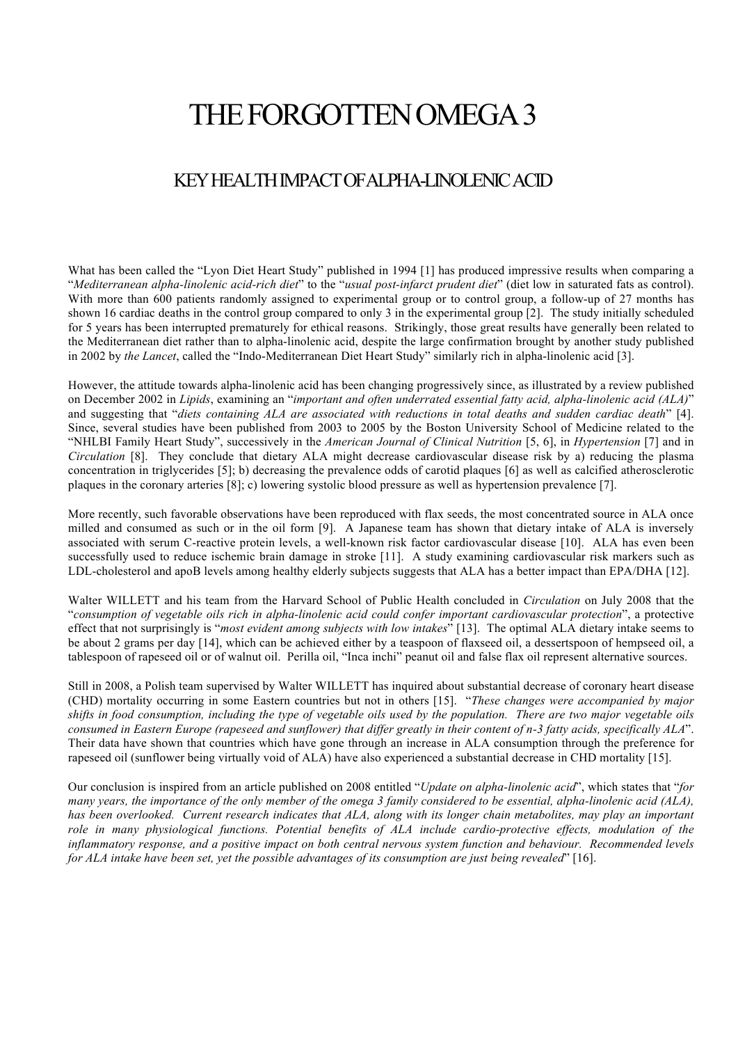# THE FORGOTTEN OMEGA 3

## KEY HEALTH IMPACT OF ALPHA-LINOLENIC ACID

What has been called the "Lyon Diet Heart Study" published in 1994 [1] has produced impressive results when comparing a "*Mediterranean alpha-linolenic acid-rich diet*" to the "*usual post-infarct prudent diet*" (diet low in saturated fats as control). With more than 600 patients randomly assigned to experimental group or to control group, a follow-up of 27 months has shown 16 cardiac deaths in the control group compared to only 3 in the experimental group [2]. The study initially scheduled for 5 years has been interrupted prematurely for ethical reasons. Strikingly, those great results have generally been related to the Mediterranean diet rather than to alpha-linolenic acid, despite the large confirmation brought by another study published in 2002 by *the Lancet*, called the "Indo-Mediterranean Diet Heart Study" similarly rich in alpha-linolenic acid [3].

However, the attitude towards alpha-linolenic acid has been changing progressively since, as illustrated by a review published on December 2002 in *Lipids*, examining an "*important and often underrated essential fatty acid, alpha-linolenic acid (ALA)*" and suggesting that "*diets containing ALA are associated with reductions in total deaths and sudden cardiac death*" [4]. Since, several studies have been published from 2003 to 2005 by the Boston University School of Medicine related to the "NHLBI Family Heart Study", successively in the *American Journal of Clinical Nutrition* [5, 6], in *Hypertension* [7] and in *Circulation* [8]. They conclude that dietary ALA might decrease cardiovascular disease risk by a) reducing the plasma concentration in triglycerides [5]; b) decreasing the prevalence odds of carotid plaques [6] as well as calcified atherosclerotic plaques in the coronary arteries [8]; c) lowering systolic blood pressure as well as hypertension prevalence [7].

More recently, such favorable observations have been reproduced with flax seeds, the most concentrated source in ALA once milled and consumed as such or in the oil form [9]. A Japanese team has shown that dietary intake of ALA is inversely associated with serum C-reactive protein levels, a well-known risk factor cardiovascular disease [10]. ALA has even been successfully used to reduce ischemic brain damage in stroke [11]. A study examining cardiovascular risk markers such as LDL-cholesterol and apoB levels among healthy elderly subjects suggests that ALA has a better impact than EPA/DHA [12].

Walter WILLETT and his team from the Harvard School of Public Health concluded in *Circulation* on July 2008 that the "*consumption of vegetable oils rich in alpha-linolenic acid could confer important cardiovascular protection*", a protective effect that not surprisingly is "*most evident among subjects with low intakes*" [13]. The optimal ALA dietary intake seems to be about 2 grams per day [14], which can be achieved either by a teaspoon of flaxseed oil, a dessertspoon of hempseed oil, a tablespoon of rapeseed oil or of walnut oil. Perilla oil, "Inca inchi" peanut oil and false flax oil represent alternative sources.

Still in 2008, a Polish team supervised by Walter WILLETT has inquired about substantial decrease of coronary heart disease (CHD) mortality occurring in some Eastern countries but not in others [15]. "*These changes were accompanied by major shifts in food consumption, including the type of vegetable oils used by the population. There are two major vegetable oils consumed in Eastern Europe (rapeseed and sunflower) that differ greatly in their content of n-3 fatty acids, specifically ALA*". Their data have shown that countries which have gone through an increase in ALA consumption through the preference for rapeseed oil (sunflower being virtually void of ALA) have also experienced a substantial decrease in CHD mortality [15].

Our conclusion is inspired from an article published on 2008 entitled "*Update on alpha-linolenic acid*", which states that "*for many years, the importance of the only member of the omega 3 family considered to be essential, alpha-linolenic acid (ALA), has been overlooked. Current research indicates that ALA, along with its longer chain metabolites, may play an important role in many physiological functions. Potential benefits of ALA include cardio-protective effects, modulation of the inflammatory response, and a positive impact on both central nervous system function and behaviour. Recommended levels for ALA intake have been set, yet the possible advantages of its consumption are just being revealed*" [16].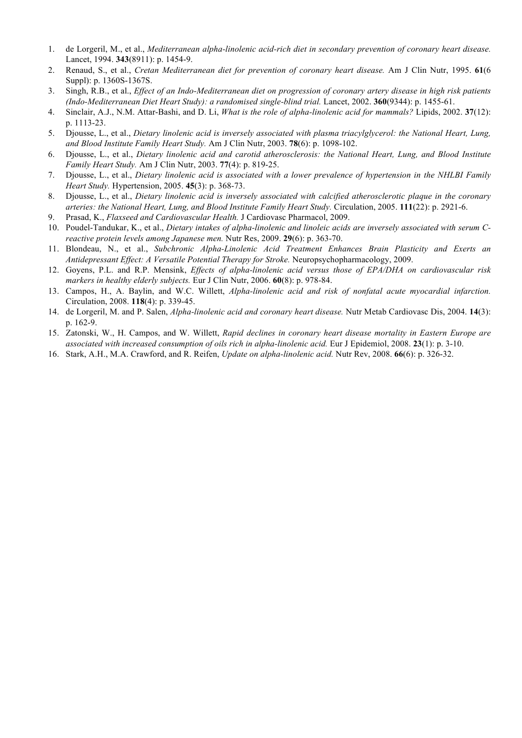1. de Lorgeril, M., et al., *Mediterranean alpha-linolenic acid-rich diet in secondary prevention of coronary heart disease.* Lancet, 1994. **343**(8911): p. 1454-9.
2. Renaud, S., et al., *Cretan Mediterranean diet for prevention of coronary heart disease.* Am J Clin Nutr, 1995. **61**(6 Suppl): p. 1360S-1367S.
3. Singh, R.B., et al., *Effect of an Indo-Mediterranean diet on progression of coronary artery disease in high risk patients (Indo-Mediterranean Diet Heart Study): a randomised single-blind trial.* Lancet, 2002. **360**(9344): p. 1455-61.
4. Sinclair, A.J., N.M. Attar-Bashi, and D. Li, *What is the role of alpha-linolenic acid for mammals?* Lipids, 2002. **37**(12): p. 1113-23.
5. Djousse, L., et al., *Dietary linolenic acid is inversely associated with plasma triacylglycerol: the National Heart, Lung, and Blood Institute Family Heart Study.* Am J Clin Nutr, 2003. **78**(6): p. 1098-102.
6. Djousse, L., et al., *Dietary linolenic acid and carotid atherosclerosis: the National Heart, Lung, and Blood Institute Family Heart Study.* Am J Clin Nutr, 2003. **77**(4): p. 819-25.
7. Djousse, L., et al., *Dietary linolenic acid is associated with a lower prevalence of hypertension in the NHLBI Family Heart Study.* Hypertension, 2005. **45**(3): p. 368-73.
8. Djousse, L., et al., *Dietary linolenic acid is inversely associated with calcified atherosclerotic plaque in the coronary arteries: the National Heart, Lung, and Blood Institute Family Heart Study.* Circulation, 2005. **111**(22): p. 2921-6.
9. Prasad, K., *Flaxseed and Cardiovascular Health.* J Cardiovasc Pharmacol, 2009.
10. Poudel-Tandukar, K., et al., *Dietary intakes of alpha-linolenic and linoleic acids are inversely associated with serum C-reactive protein levels among Japanese men.* Nutr Res, 2009. **29**(6): p. 363-70.
11. Blondeau, N., et al., *Subchronic Alpha-Linolenic Acid Treatment Enhances Brain Plasticity and Exerts an Antidepressant Effect: A Versatile Potential Therapy for Stroke.* Neuropsychopharmacology, 2009.
12. Goyens, P.L. and R.P. Mensink, *Effects of alpha-linolenic acid versus those of EPA/DHA on cardiovascular risk markers in healthy elderly subjects.* Eur J Clin Nutr, 2006. **60**(8): p. 978-84.
13. Campos, H., A. Baylin, and W.C. Willett, *Alpha-linolenic acid and risk of nonfatal acute myocardial infarction.* Circulation, 2008. **118**(4): p. 339-45.
14. de Lorgeril, M. and P. Salen, *Alpha-linolenic acid and coronary heart disease.* Nutr Metab Cardiovasc Dis, 2004. **14**(3): p. 162-9.
15. Zatonski, W., H. Campos, and W. Willett, *Rapid declines in coronary heart disease mortality in Eastern Europe are associated with increased consumption of oils rich in alpha-linolenic acid.* Eur J Epidemiol, 2008. **23**(1): p. 3-10.
16. Stark, A.H., M.A. Crawford, and R. Reifen, *Update on alpha-linolenic acid.* Nutr Rev, 2008. **66**(6): p. 326-32.